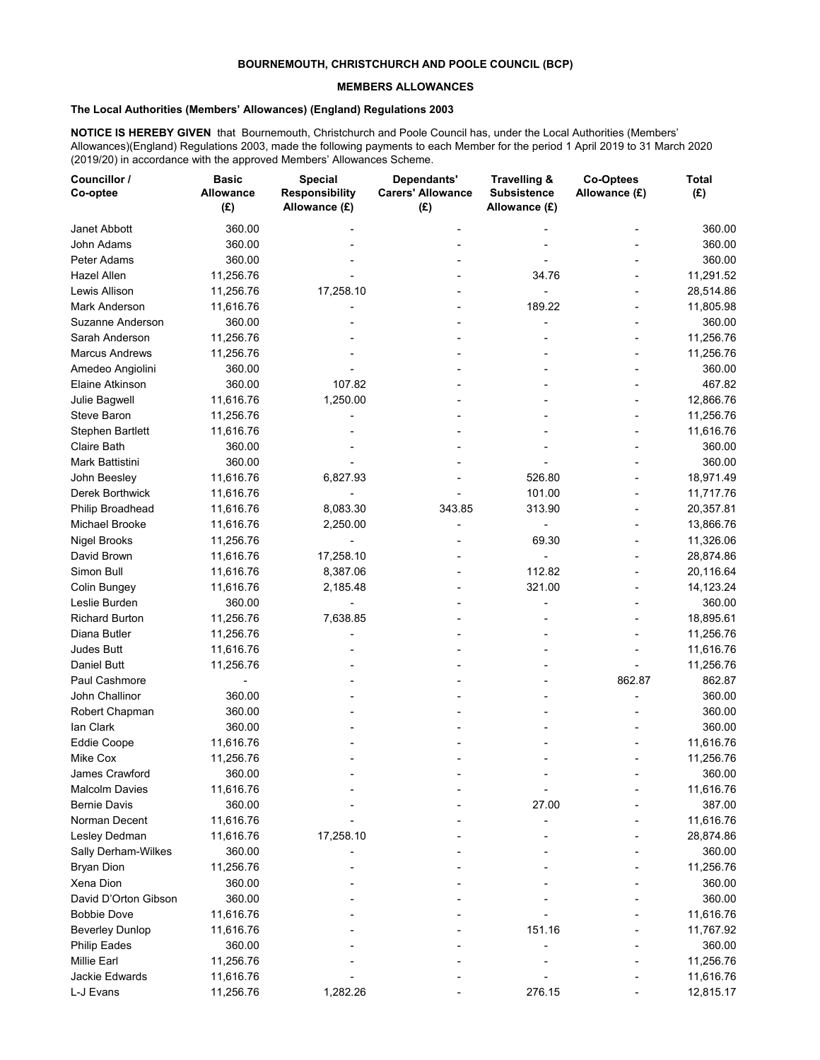**BOURNEMOUTH, CHRISTCHURCH AND POOLE COUNCIL (BCP)**

**MEMBERS ALLOWANCES**

**The Local Authorities (Members' Allowances) (England) Regulations 2003**

**NOTICE IS HEREBY GIVEN** that Bournemouth, Christchurch and Poole Council has, under the Local Authorities (Members' Allowances)(England) Regulations 2003, made the following payments to each Member for the period 1 April 2019 to 31 March 2020 (2019/20) in accordance with the approved Members' Allowances Scheme.

| Councillor / Co-optee | Basic Allowance (£) | Special Responsibility Allowance (£) | Dependants' Carers' Allowance (£) | Travelling & Subsistence Allowance (£) | Co-Optees Allowance (£) | Total (£) |
|---|---|---|---|---|---|---|
| Janet Abbott | 360.00 | - | - | - | - | 360.00 |
| John Adams | 360.00 | - | - | - | - | 360.00 |
| Peter Adams | 360.00 | - | - | - | - | 360.00 |
| Hazel Allen | 11,256.76 | - | - | 34.76 | - | 11,291.52 |
| Lewis Allison | 11,256.76 | 17,258.10 | - | - | - | 28,514.86 |
| Mark Anderson | 11,616.76 | - | - | 189.22 | - | 11,805.98 |
| Suzanne Anderson | 360.00 | - | - | - | - | 360.00 |
| Sarah Anderson | 11,256.76 | - | - | - | - | 11,256.76 |
| Marcus Andrews | 11,256.76 | - | - | - | - | 11,256.76 |
| Amedeo Angiolini | 360.00 | - | - | - | - | 360.00 |
| Elaine Atkinson | 360.00 | 107.82 | - | - | - | 467.82 |
| Julie Bagwell | 11,616.76 | 1,250.00 | - | - | - | 12,866.76 |
| Steve Baron | 11,256.76 | - | - | - | - | 11,256.76 |
| Stephen Bartlett | 11,616.76 | - | - | - | - | 11,616.76 |
| Claire Bath | 360.00 | - | - | - | - | 360.00 |
| Mark Battistini | 360.00 | - | - | - | - | 360.00 |
| John Beesley | 11,616.76 | 6,827.93 | - | 526.80 | - | 18,971.49 |
| Derek Borthwick | 11,616.76 | - | - | 101.00 | - | 11,717.76 |
| Philip Broadhead | 11,616.76 | 8,083.30 | 343.85 | 313.90 | - | 20,357.81 |
| Michael Brooke | 11,616.76 | 2,250.00 | - | - | - | 13,866.76 |
| Nigel Brooks | 11,256.76 | - | - | 69.30 | - | 11,326.06 |
| David Brown | 11,616.76 | 17,258.10 | - | - | - | 28,874.86 |
| Simon Bull | 11,616.76 | 8,387.06 | - | 112.82 | - | 20,116.64 |
| Colin Bungey | 11,616.76 | 2,185.48 | - | 321.00 | - | 14,123.24 |
| Leslie Burden | 360.00 | - | - | - | - | 360.00 |
| Richard Burton | 11,256.76 | 7,638.85 | - | - | - | 18,895.61 |
| Diana Butler | 11,256.76 | - | - | - | - | 11,256.76 |
| Judes Butt | 11,616.76 | - | - | - | - | 11,616.76 |
| Daniel Butt | 11,256.76 | - | - | - | - | 11,256.76 |
| Paul Cashmore | - | - | - | - | 862.87 | 862.87 |
| John Challinor | 360.00 | - | - | - | - | 360.00 |
| Robert Chapman | 360.00 | - | - | - | - | 360.00 |
| Ian Clark | 360.00 | - | - | - | - | 360.00 |
| Eddie Coope | 11,616.76 | - | - | - | - | 11,616.76 |
| Mike Cox | 11,256.76 | - | - | - | - | 11,256.76 |
| James Crawford | 360.00 | - | - | - | - | 360.00 |
| Malcolm Davies | 11,616.76 | - | - | - | - | 11,616.76 |
| Bernie Davis | 360.00 | - | - | 27.00 | - | 387.00 |
| Norman Decent | 11,616.76 | - | - | - | - | 11,616.76 |
| Lesley Dedman | 11,616.76 | 17,258.10 | - | - | - | 28,874.86 |
| Sally Derham-Wilkes | 360.00 | - | - | - | - | 360.00 |
| Bryan Dion | 11,256.76 | - | - | - | - | 11,256.76 |
| Xena Dion | 360.00 | - | - | - | - | 360.00 |
| David D'Orton Gibson | 360.00 | - | - | - | - | 360.00 |
| Bobbie Dove | 11,616.76 | - | - | - | - | 11,616.76 |
| Beverley Dunlop | 11,616.76 | - | - | 151.16 | - | 11,767.92 |
| Philip Eades | 360.00 | - | - | - | - | 360.00 |
| Millie Earl | 11,256.76 | - | - | - | - | 11,256.76 |
| Jackie Edwards | 11,616.76 | - | - | - | - | 11,616.76 |
| L-J Evans | 11,256.76 | 1,282.26 | - | 276.15 | - | 12,815.17 |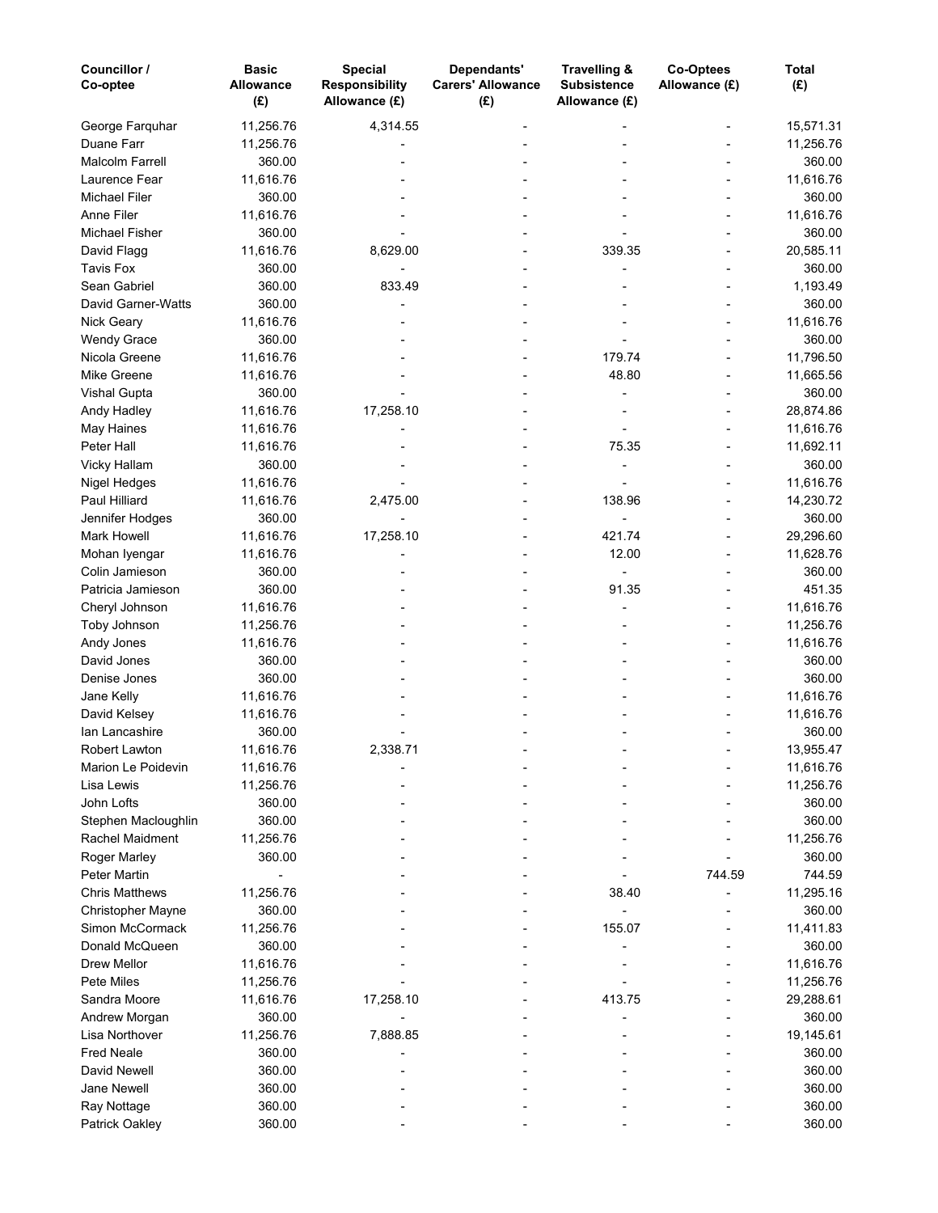| Councillor / Co-optee | Basic Allowance (£) | Special Responsibility Allowance (£) | Dependants' Carers' Allowance (£) | Travelling & Subsistence Allowance (£) | Co-Optees Allowance (£) | Total (£) |
|---|---|---|---|---|---|---|
| George Farquhar | 11,256.76 | 4,314.55 | - | - | - | 15,571.31 |
| Duane Farr | 11,256.76 | - | - | - | - | 11,256.76 |
| Malcolm Farrell | 360.00 | - | - | - | - | 360.00 |
| Laurence Fear | 11,616.76 | - | - | - | - | 11,616.76 |
| Michael Filer | 360.00 | - | - | - | - | 360.00 |
| Anne Filer | 11,616.76 | - | - | - | - | 11,616.76 |
| Michael Fisher | 360.00 | - | - | - | - | 360.00 |
| David Flagg | 11,616.76 | 8,629.00 | - | 339.35 | - | 20,585.11 |
| Tavis Fox | 360.00 | - | - | - | - | 360.00 |
| Sean Gabriel | 360.00 | 833.49 | - | - | - | 1,193.49 |
| David Garner-Watts | 360.00 | - | - | - | - | 360.00 |
| Nick Geary | 11,616.76 | - | - | - | - | 11,616.76 |
| Wendy Grace | 360.00 | - | - | - | - | 360.00 |
| Nicola Greene | 11,616.76 | - | - | 179.74 | - | 11,796.50 |
| Mike Greene | 11,616.76 | - | - | 48.80 | - | 11,665.56 |
| Vishal Gupta | 360.00 | - | - | - | - | 360.00 |
| Andy Hadley | 11,616.76 | 17,258.10 | - | - | - | 28,874.86 |
| May Haines | 11,616.76 | - | - | - | - | 11,616.76 |
| Peter Hall | 11,616.76 | - | - | 75.35 | - | 11,692.11 |
| Vicky Hallam | 360.00 | - | - | - | - | 360.00 |
| Nigel Hedges | 11,616.76 | - | - | - | - | 11,616.76 |
| Paul Hilliard | 11,616.76 | 2,475.00 | - | 138.96 | - | 14,230.72 |
| Jennifer Hodges | 360.00 | - | - | - | - | 360.00 |
| Mark Howell | 11,616.76 | 17,258.10 | - | 421.74 | - | 29,296.60 |
| Mohan Iyengar | 11,616.76 | - | - | 12.00 | - | 11,628.76 |
| Colin Jamieson | 360.00 | - | - | - | - | 360.00 |
| Patricia Jamieson | 360.00 | - | - | 91.35 | - | 451.35 |
| Cheryl Johnson | 11,616.76 | - | - | - | - | 11,616.76 |
| Toby Johnson | 11,256.76 | - | - | - | - | 11,256.76 |
| Andy Jones | 11,616.76 | - | - | - | - | 11,616.76 |
| David Jones | 360.00 | - | - | - | - | 360.00 |
| Denise Jones | 360.00 | - | - | - | - | 360.00 |
| Jane Kelly | 11,616.76 | - | - | - | - | 11,616.76 |
| David Kelsey | 11,616.76 | - | - | - | - | 11,616.76 |
| Ian Lancashire | 360.00 | - | - | - | - | 360.00 |
| Robert Lawton | 11,616.76 | 2,338.71 | - | - | - | 13,955.47 |
| Marion Le Poidevin | 11,616.76 | - | - | - | - | 11,616.76 |
| Lisa Lewis | 11,256.76 | - | - | - | - | 11,256.76 |
| John Lofts | 360.00 | - | - | - | - | 360.00 |
| Stephen Macloughlin | 360.00 | - | - | - | - | 360.00 |
| Rachel Maidment | 11,256.76 | - | - | - | - | 11,256.76 |
| Roger Marley | 360.00 | - | - | - | - | 360.00 |
| Peter Martin | - | - | - | - | 744.59 | 744.59 |
| Chris Matthews | 11,256.76 | - | - | 38.40 | - | 11,295.16 |
| Christopher Mayne | 360.00 | - | - | - | - | 360.00 |
| Simon McCormack | 11,256.76 | - | - | 155.07 | - | 11,411.83 |
| Donald McQueen | 360.00 | - | - | - | - | 360.00 |
| Drew Mellor | 11,616.76 | - | - | - | - | 11,616.76 |
| Pete Miles | 11,256.76 | - | - | - | - | 11,256.76 |
| Sandra Moore | 11,616.76 | 17,258.10 | - | 413.75 | - | 29,288.61 |
| Andrew Morgan | 360.00 | - | - | - | - | 360.00 |
| Lisa Northover | 11,256.76 | 7,888.85 | - | - | - | 19,145.61 |
| Fred Neale | 360.00 | - | - | - | - | 360.00 |
| David Newell | 360.00 | - | - | - | - | 360.00 |
| Jane Newell | 360.00 | - | - | - | - | 360.00 |
| Ray Nottage | 360.00 | - | - | - | - | 360.00 |
| Patrick Oakley | 360.00 | - | - | - | - | 360.00 |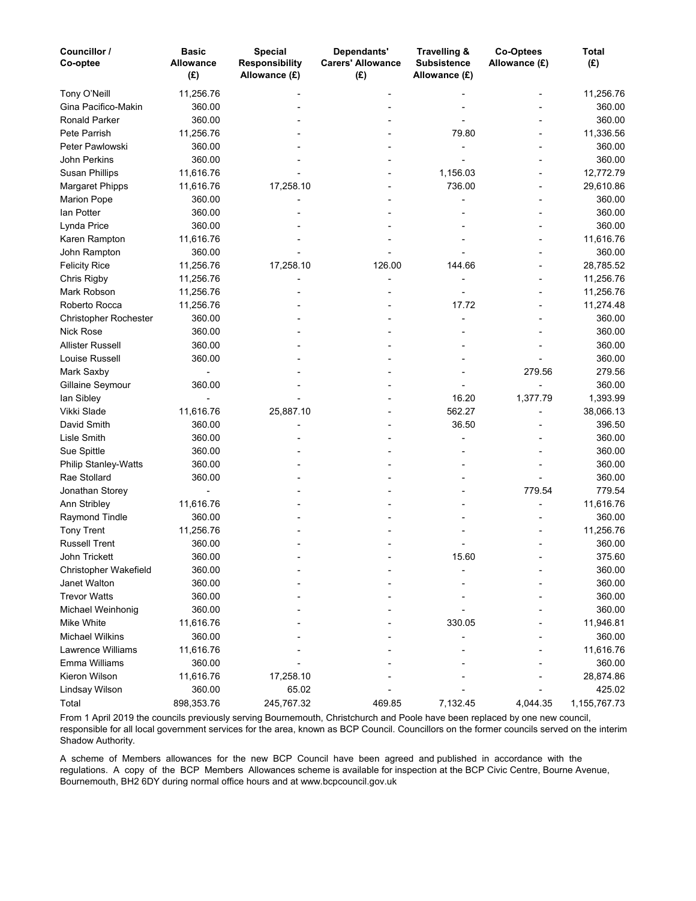| Councillor / Co-optee | Basic Allowance (£) | Special Responsibility Allowance (£) | Dependants' Carers' Allowance (£) | Travelling & Subsistence Allowance (£) | Co-Optees Allowance (£) | Total (£) |
|---|---|---|---|---|---|---|
| Tony O'Neill | 11,256.76 | - | - | - | - | 11,256.76 |
| Gina Pacifico-Makin | 360.00 | - | - | - | - | 360.00 |
| Ronald Parker | 360.00 | - | - | - | - | 360.00 |
| Pete Parrish | 11,256.76 | - | - | 79.80 | - | 11,336.56 |
| Peter Pawlowski | 360.00 | - | - | - | - | 360.00 |
| John Perkins | 360.00 | - | - | - | - | 360.00 |
| Susan Phillips | 11,616.76 | - | - | 1,156.03 | - | 12,772.79 |
| Margaret Phipps | 11,616.76 | 17,258.10 | - | 736.00 | - | 29,610.86 |
| Marion Pope | 360.00 | - | - | - | - | 360.00 |
| Ian Potter | 360.00 | - | - | - | - | 360.00 |
| Lynda Price | 360.00 | - | - | - | - | 360.00 |
| Karen Rampton | 11,616.76 | - | - | - | - | 11,616.76 |
| John Rampton | 360.00 | - | - | - | - | 360.00 |
| Felicity Rice | 11,256.76 | 17,258.10 | 126.00 | 144.66 | - | 28,785.52 |
| Chris Rigby | 11,256.76 | - | - | - | - | 11,256.76 |
| Mark Robson | 11,256.76 | - | - | - | - | 11,256.76 |
| Roberto Rocca | 11,256.76 | - | - | 17.72 | - | 11,274.48 |
| Christopher Rochester | 360.00 | - | - | - | - | 360.00 |
| Nick Rose | 360.00 | - | - | - | - | 360.00 |
| Allister Russell | 360.00 | - | - | - | - | 360.00 |
| Louise Russell | 360.00 | - | - | - | - | 360.00 |
| Mark Saxby | - | - | - | - | 279.56 | 279.56 |
| Gillaine Seymour | 360.00 | - | - | - | - | 360.00 |
| Ian Sibley | - | - | - | 16.20 | 1,377.79 | 1,393.99 |
| Vikki Slade | 11,616.76 | 25,887.10 | - | 562.27 | - | 38,066.13 |
| David Smith | 360.00 | - | - | 36.50 | - | 396.50 |
| Lisle Smith | 360.00 | - | - | - | - | 360.00 |
| Sue Spittle | 360.00 | - | - | - | - | 360.00 |
| Philip Stanley-Watts | 360.00 | - | - | - | - | 360.00 |
| Rae Stollard | 360.00 | - | - | - | - | 360.00 |
| Jonathan Storey | - | - | - | - | 779.54 | 779.54 |
| Ann Stribley | 11,616.76 | - | - | - | - | 11,616.76 |
| Raymond Tindle | 360.00 | - | - | - | - | 360.00 |
| Tony Trent | 11,256.76 | - | - | - | - | 11,256.76 |
| Russell Trent | 360.00 | - | - | - | - | 360.00 |
| John Trickett | 360.00 | - | - | 15.60 | - | 375.60 |
| Christopher Wakefield | 360.00 | - | - | - | - | 360.00 |
| Janet Walton | 360.00 | - | - | - | - | 360.00 |
| Trevor Watts | 360.00 | - | - | - | - | 360.00 |
| Michael Weinhonig | 360.00 | - | - | - | - | 360.00 |
| Mike White | 11,616.76 | - | - | 330.05 | - | 11,946.81 |
| Michael Wilkins | 360.00 | - | - | - | - | 360.00 |
| Lawrence Williams | 11,616.76 | - | - | - | - | 11,616.76 |
| Emma Williams | 360.00 | - | - | - | - | 360.00 |
| Kieron Wilson | 11,616.76 | 17,258.10 | - | - | - | 28,874.86 |
| Lindsay Wilson | 360.00 | 65.02 | - | - | - | 425.02 |
| Total | 898,353.76 | 245,767.32 | 469.85 | 7,132.45 | 4,044.35 | 1,155,767.73 |

From 1 April 2019 the councils previously serving Bournemouth, Christchurch and Poole have been replaced by one new council, responsible for all local government services for the area, known as BCP Council. Councillors on the former councils served on the interim Shadow Authority.

A scheme of Members allowances for the new BCP Council have been agreed and published in accordance with the regulations. A copy of the BCP Members Allowances scheme is available for inspection at the BCP Civic Centre, Bourne Avenue, Bournemouth, BH2 6DY during normal office hours and at www.bcpcouncil.gov.uk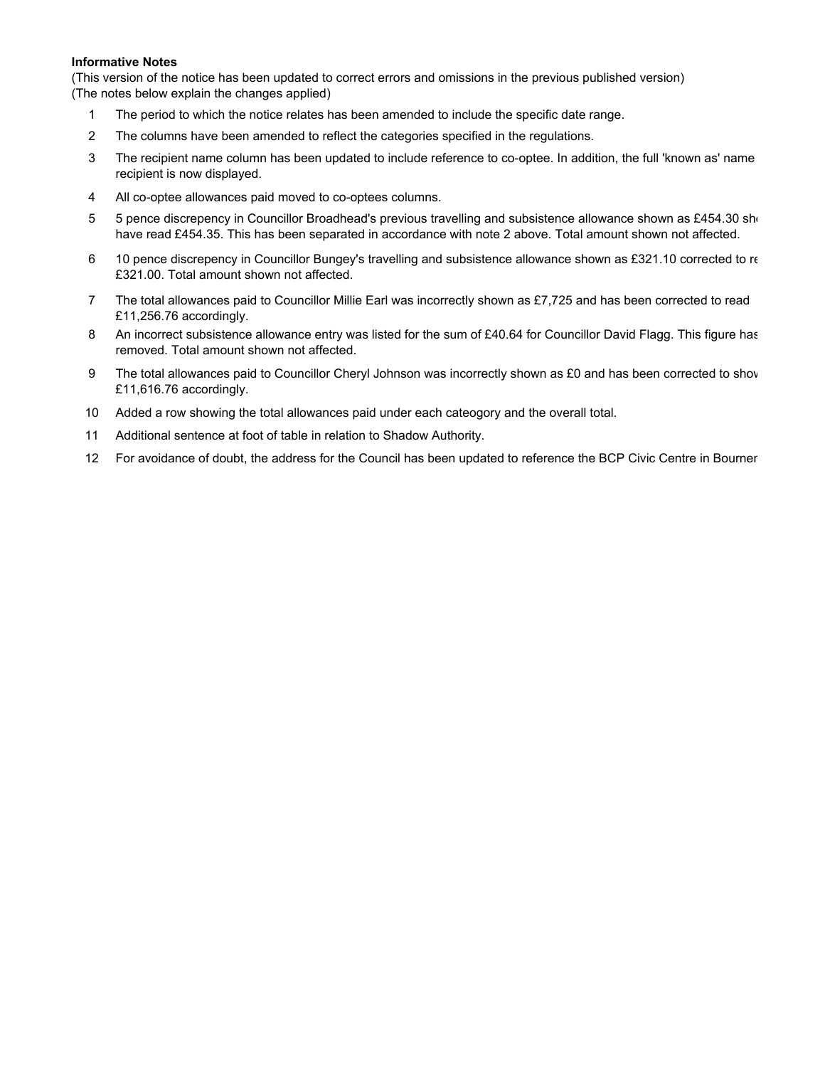**Informative Notes**

(This version of the notice has been updated to correct errors and omissions in the previous published version)
(The notes below explain the changes applied)

1. The period to which the notice relates has been amended to include the specific date range.
2. The columns have been amended to reflect the categories specified in the regulations.
3. The recipient name column has been updated to include reference to co-optee. In addition, the full 'known as' name recipient is now displayed.
4. All co-optee allowances paid moved to co-optees columns.
5. 5 pence discrepency in Councillor Broadhead's previous travelling and subsistence allowance shown as £454.30 sh have read £454.35. This has been separated in accordance with note 2 above. Total amount shown not affected.
6. 10 pence discrepency in Councillor Bungey's travelling and subsistence allowance shown as £321.10 corrected to re £321.00. Total amount shown not affected.
7. The total allowances paid to Councillor Millie Earl was incorrectly shown as £7,725 and has been corrected to read £11,256.76 accordingly.
8. An incorrect subsistence allowance entry was listed for the sum of £40.64 for Councillor David Flagg. This figure has removed. Total amount shown not affected.
9. The total allowances paid to Councillor Cheryl Johnson was incorrectly shown as £0 and has been corrected to show £11,616.76 accordingly.
10. Added a row showing the total allowances paid under each cateogory and the overall total.
11. Additional sentence at foot of table in relation to Shadow Authority.
12. For avoidance of doubt, the address for the Council has been updated to reference the BCP Civic Centre in Bourner